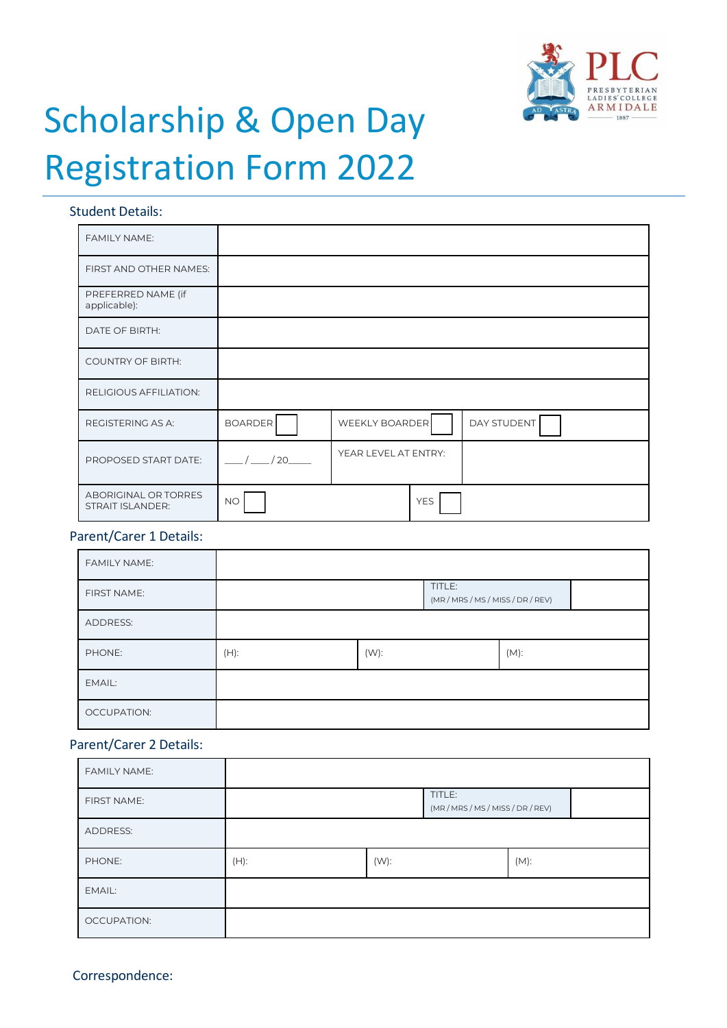# Scholarship & Open Day Registration Form 2022

### Student Details:

| | | | |
|---|---|---|---|
| FAMILY NAME: | | | |
| FIRST AND OTHER NAMES: | | | |
| PREFERRED NAME (if applicable): | | | |
| DATE OF BIRTH: | | | |
| COUNTRY OF BIRTH: | | | |
| RELIGIOUS AFFILIATION: | | | |
| REGISTERING AS A: | BOARDER ☐ | WEEKLY BOARDER ☐ | DAY STUDENT ☐ |
| PROPOSED START DATE: | ___ / ___ / 20____ | YEAR LEVEL AT ENTRY: | |
| ABORIGINAL OR TORRES STRAIT ISLANDER: | NO ☐ | YES ☐ | |

### Parent/Carer 1 Details:

| | | | |
|---|---|---|---|
| FAMILY NAME: | | | |
| FIRST NAME: | | TITLE: (MR / MRS / MS / MISS / DR / REV) | |
| ADDRESS: | | | |
| PHONE: | (H): | (W): | (M): |
| EMAIL: | | | |
| OCCUPATION: | | | |

### Parent/Carer 2 Details:

| | | | |
|---|---|---|---|
| FAMILY NAME: | | | |
| FIRST NAME: | | TITLE: (MR / MRS / MS / MISS / DR / REV) | |
| ADDRESS: | | | |
| PHONE: | (H): | (W): | (M): |
| EMAIL: | | | |
| OCCUPATION: | | | |

### Correspondence: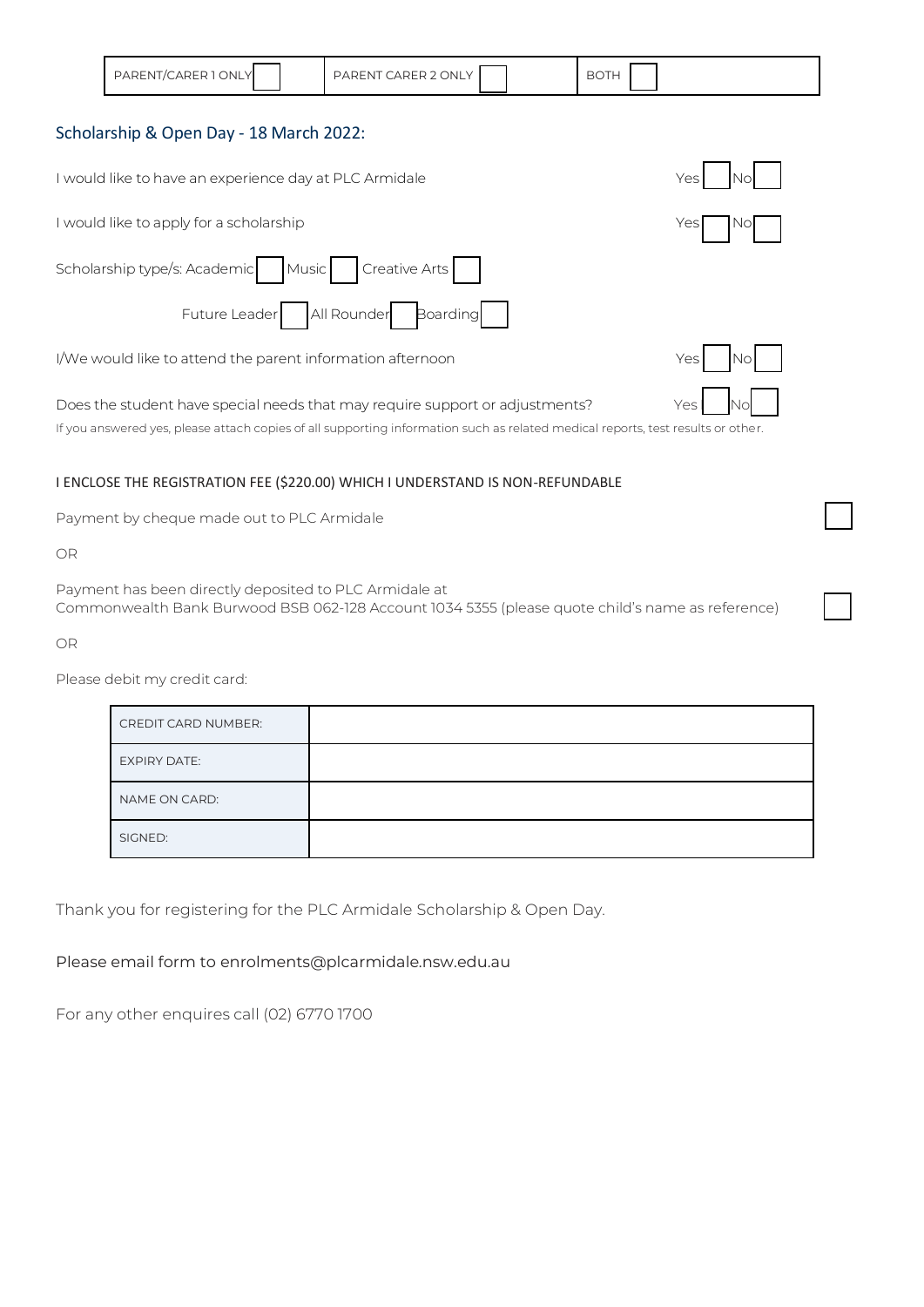| PARENT/CARER 1 ONLY ☐ | PARENT CARER 2 ONLY ☐ | BOTH ☐ |
|---|---|---|

## Scholarship & Open Day - 18 March 2022:

I would like to have an experience day at PLC Armidale — Yes ☐ No ☐

I would like to apply for a scholarship — Yes ☐ No ☐

Scholarship type/s: Academic ☐ Music ☐ Creative Arts ☐

Future Leader ☐ All Rounder ☐ Boarding ☐

I/We would like to attend the parent information afternoon — Yes ☐ No ☐

Does the student have special needs that may require support or adjustments? — Yes ☐ No ☐

If you answered yes, please attach copies of all supporting information such as related medical reports, test results or other.

I ENCLOSE THE REGISTRATION FEE ($220.00) WHICH I UNDERSTAND IS NON-REFUNDABLE

Payment by cheque made out to PLC Armidale ☐

OR

Payment has been directly deposited to PLC Armidale at
Commonwealth Bank Burwood BSB 062-128 Account 1034 5355 (please quote child's name as reference) ☐

OR

Please debit my credit card:

| | |
|---|---|
| CREDIT CARD NUMBER: | |
| EXPIRY DATE: | |
| NAME ON CARD: | |
| SIGNED: | |

Thank you for registering for the PLC Armidale Scholarship & Open Day.

Please email form to enrolments@plcarmidale.nsw.edu.au

For any other enquires call (02) 6770 1700